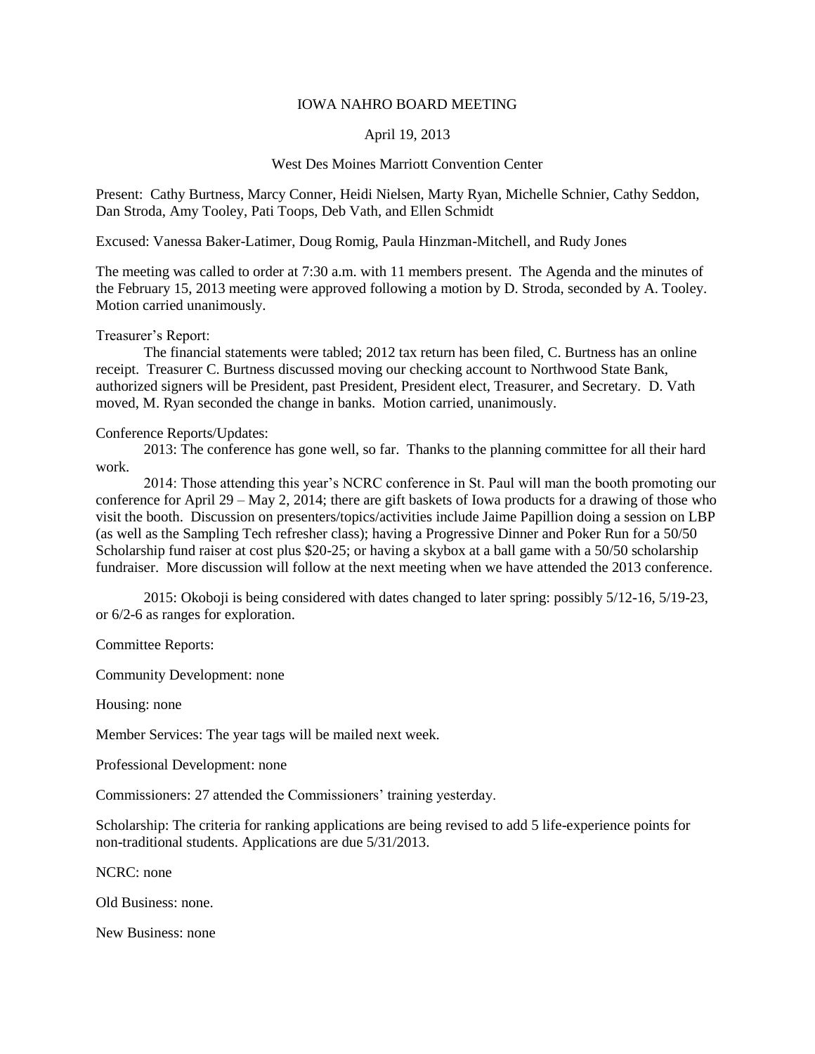# IOWA NAHRO BOARD MEETING

April 19, 2013

West Des Moines Marriott Convention Center

Present: Cathy Burtness, Marcy Conner, Heidi Nielsen, Marty Ryan, Michelle Schnier, Cathy Seddon, Dan Stroda, Amy Tooley, Pati Toops, Deb Vath, and Ellen Schmidt

Excused: Vanessa Baker-Latimer, Doug Romig, Paula Hinzman-Mitchell, and Rudy Jones

The meeting was called to order at 7:30 a.m. with 11 members present. The Agenda and the minutes of the February 15, 2013 meeting were approved following a motion by D. Stroda, seconded by A. Tooley. Motion carried unanimously.

Treasurer's Report:

The financial statements were tabled; 2012 tax return has been filed, C. Burtness has an online receipt. Treasurer C. Burtness discussed moving our checking account to Northwood State Bank, authorized signers will be President, past President, President elect, Treasurer, and Secretary. D. Vath moved, M. Ryan seconded the change in banks. Motion carried, unanimously.

Conference Reports/Updates:

2013: The conference has gone well, so far. Thanks to the planning committee for all their hard work.

2014: Those attending this year's NCRC conference in St. Paul will man the booth promoting our conference for April 29 – May 2, 2014; there are gift baskets of Iowa products for a drawing of those who visit the booth. Discussion on presenters/topics/activities include Jaime Papillion doing a session on LBP (as well as the Sampling Tech refresher class); having a Progressive Dinner and Poker Run for a 50/50 Scholarship fund raiser at cost plus $20-25; or having a skybox at a ball game with a 50/50 scholarship fundraiser. More discussion will follow at the next meeting when we have attended the 2013 conference.

2015: Okoboji is being considered with dates changed to later spring: possibly 5/12-16, 5/19-23, or 6/2-6 as ranges for exploration.

Committee Reports:

Community Development: none

Housing: none

Member Services: The year tags will be mailed next week.

Professional Development: none

Commissioners: 27 attended the Commissioners' training yesterday.

Scholarship: The criteria for ranking applications are being revised to add 5 life-experience points for non-traditional students. Applications are due 5/31/2013.

NCRC: none

Old Business: none.

New Business: none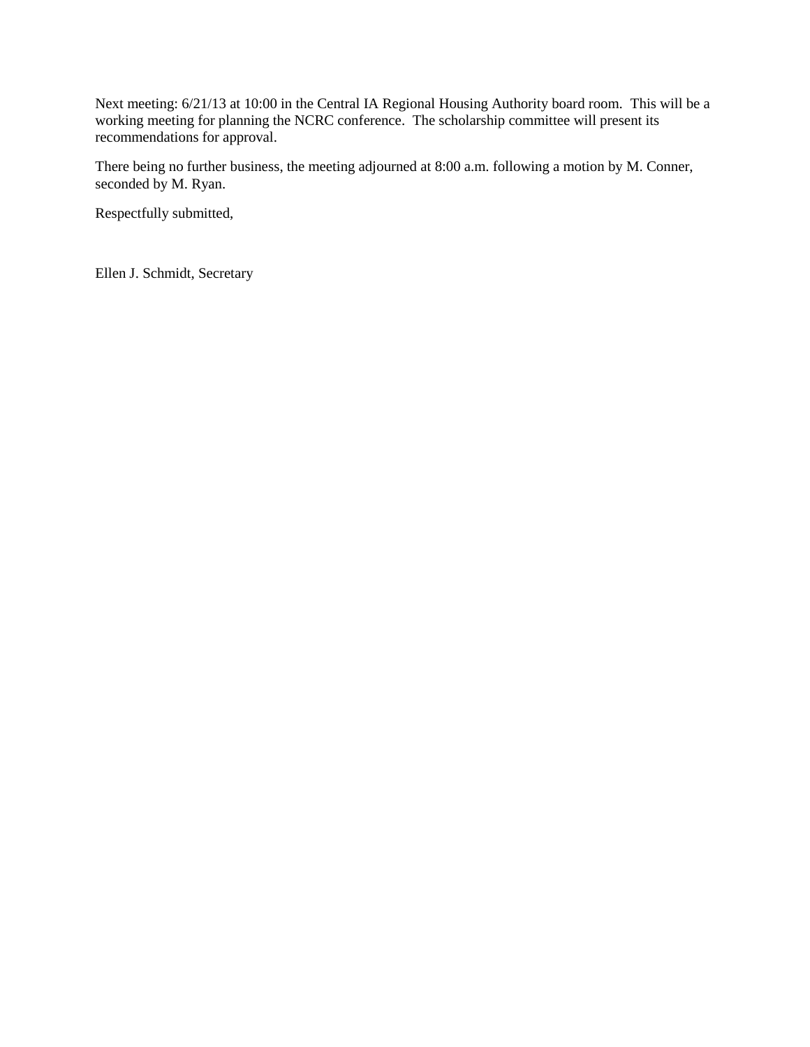Next meeting: 6/21/13 at 10:00 in the Central IA Regional Housing Authority board room. This will be a working meeting for planning the NCRC conference. The scholarship committee will present its recommendations for approval.

There being no further business, the meeting adjourned at 8:00 a.m. following a motion by M. Conner, seconded by M. Ryan.

Respectfully submitted,

Ellen J. Schmidt, Secretary